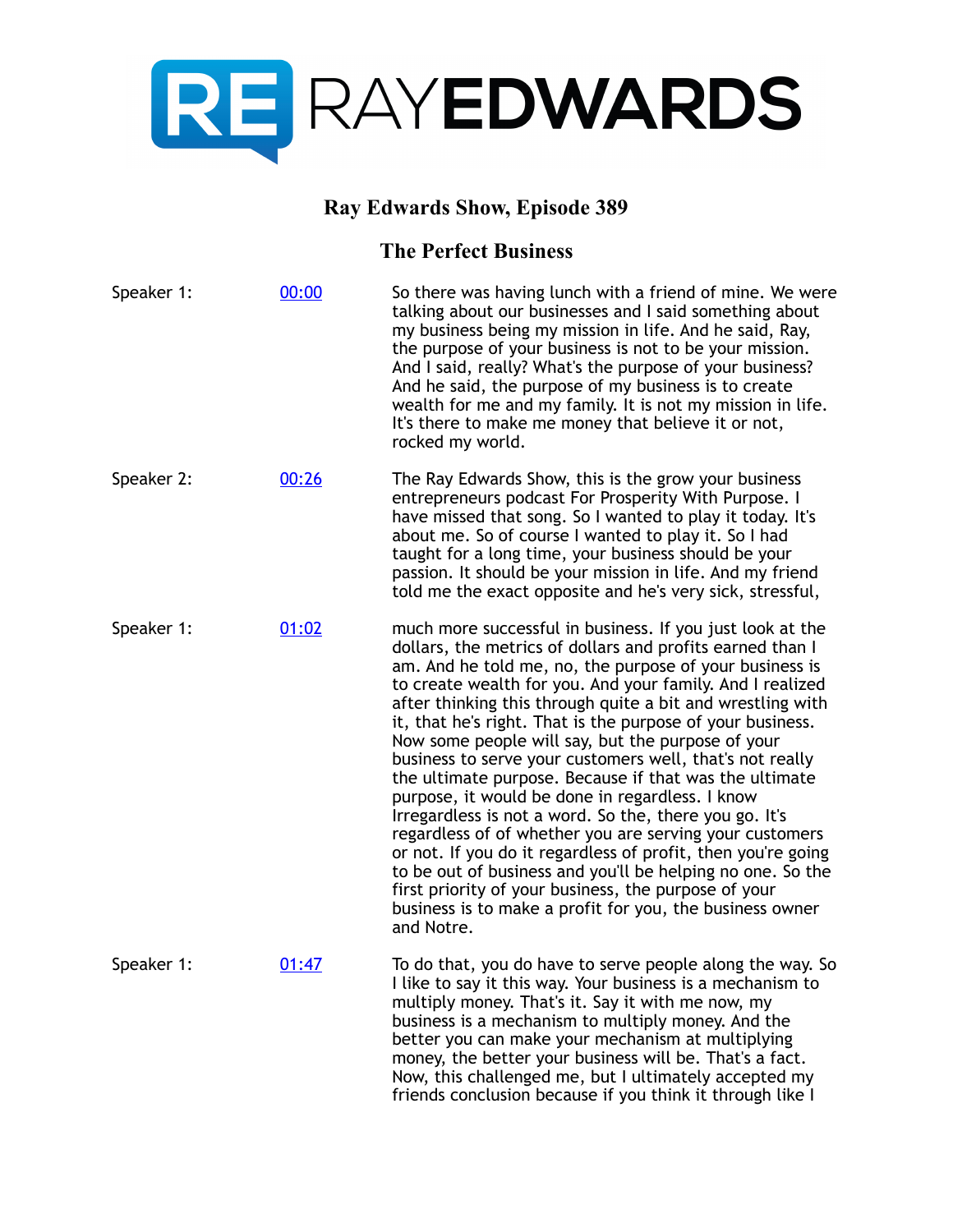# Ray Edwards Show, Episode 389

## The Perfect Business

| | | |
|---|---|---|
| Speaker 1: | [00:00] | So there was having lunch with a friend of mine. We were talking about our businesses and I said something about my business being my mission in life. And he said, Ray, the purpose of your business is not to be your mission. And I said, really? What's the purpose of your business? And he said, the purpose of my business is to create wealth for me and my family. It is not my mission in life. It's there to make me money that believe it or not, rocked my world. |
| Speaker 2: | [00:26] | The Ray Edwards Show, this is the grow your business entrepreneurs podcast For Prosperity With Purpose. I have missed that song. So I wanted to play it today. It's about me. So of course I wanted to play it. So I had taught for a long time, your business should be your passion. It should be your mission in life. And my friend told me the exact opposite and he's very sick, stressful, |
| Speaker 1: | [01:02] | much more successful in business. If you just look at the dollars, the metrics of dollars and profits earned than I am. And he told me, no, the purpose of your business is to create wealth for you. And your family. And I realized after thinking this through quite a bit and wrestling with it, that he's right. That is the purpose of your business. Now some people will say, but the purpose of your business to serve your customers well, that's not really the ultimate purpose. Because if that was the ultimate purpose, it would be done in regardless. I know Irregardless is not a word. So the, there you go. It's regardless of of whether you are serving your customers or not. If you do it regardless of profit, then you're going to be out of business and you'll be helping no one. So the first priority of your business, the purpose of your business is to make a profit for you, the business owner and Notre. |
| Speaker 1: | [01:47] | To do that, you do have to serve people along the way. So I like to say it this way. Your business is a mechanism to multiply money. That's it. Say it with me now, my business is a mechanism to multiply money. And the better you can make your mechanism at multiplying money, the better your business will be. That's a fact. Now, this challenged me, but I ultimately accepted my friends conclusion because if you think it through like I |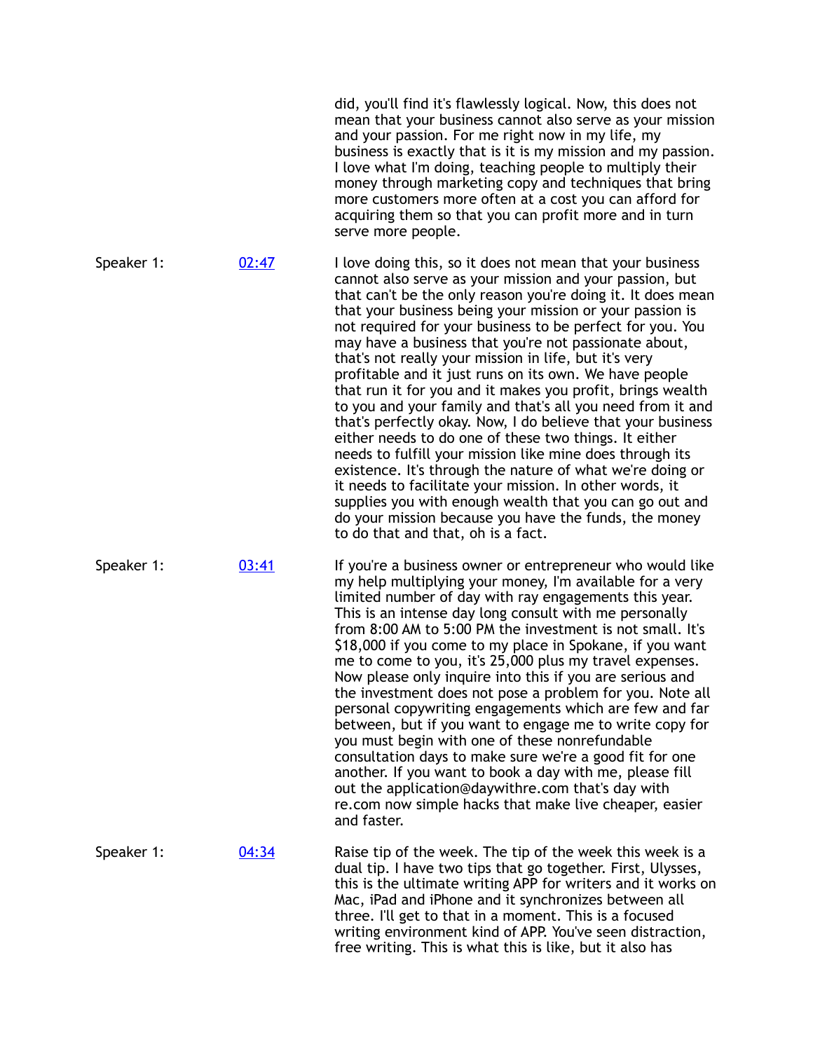did, you'll find it's flawlessly logical. Now, this does not mean that your business cannot also serve as your mission and your passion. For me right now in my life, my business is exactly that is it is my mission and my passion. I love what I'm doing, teaching people to multiply their money through marketing copy and techniques that bring more customers more often at a cost you can afford for acquiring them so that you can profit more and in turn serve more people.

Speaker 1: [02:47]

I love doing this, so it does not mean that your business cannot also serve as your mission and your passion, but that can't be the only reason you're doing it. It does mean that your business being your mission or your passion is not required for your business to be perfect for you. You may have a business that you're not passionate about, that's not really your mission in life, but it's very profitable and it just runs on its own. We have people that run it for you and it makes you profit, brings wealth to you and your family and that's all you need from it and that's perfectly okay. Now, I do believe that your business either needs to do one of these two things. It either needs to fulfill your mission like mine does through its existence. It's through the nature of what we're doing or it needs to facilitate your mission. In other words, it supplies you with enough wealth that you can go out and do your mission because you have the funds, the money to do that and that, oh is a fact.

Speaker 1: [03:41]

If you're a business owner or entrepreneur who would like my help multiplying your money, I'm available for a very limited number of day with ray engagements this year. This is an intense day long consult with me personally from 8:00 AM to 5:00 PM the investment is not small. It's $18,000 if you come to my place in Spokane, if you want me to come to you, it's 25,000 plus my travel expenses. Now please only inquire into this if you are serious and the investment does not pose a problem for you. Note all personal copywriting engagements which are few and far between, but if you want to engage me to write copy for you must begin with one of these nonrefundable consultation days to make sure we're a good fit for one another. If you want to book a day with me, please fill out the application@daywithre.com that's day with re.com now simple hacks that make live cheaper, easier and faster.

Speaker 1: [04:34]

Raise tip of the week. The tip of the week this week is a dual tip. I have two tips that go together. First, Ulysses, this is the ultimate writing APP for writers and it works on Mac, iPad and iPhone and it synchronizes between all three. I'll get to that in a moment. This is a focused writing environment kind of APP. You've seen distraction, free writing. This is what this is like, but it also has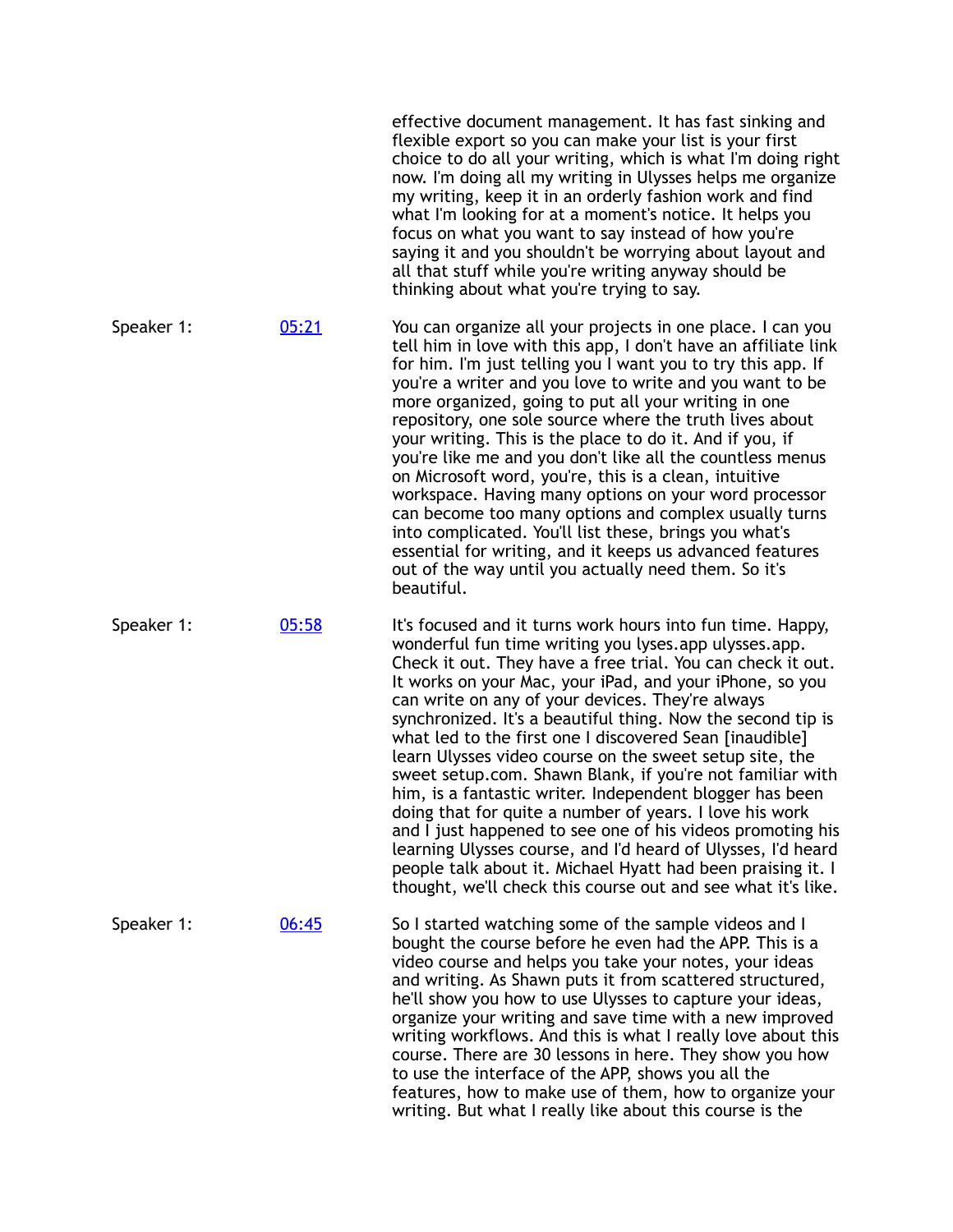effective document management. It has fast sinking and flexible export so you can make your list is your first choice to do all your writing, which is what I'm doing right now. I'm doing all my writing in Ulysses helps me organize my writing, keep it in an orderly fashion work and find what I'm looking for at a moment's notice. It helps you focus on what you want to say instead of how you're saying it and you shouldn't be worrying about layout and all that stuff while you're writing anyway should be thinking about what you're trying to say.

Speaker 1: [05:21](05:21)

You can organize all your projects in one place. I can you tell him in love with this app, I don't have an affiliate link for him. I'm just telling you I want you to try this app. If you're a writer and you love to write and you want to be more organized, going to put all your writing in one repository, one sole source where the truth lives about your writing. This is the place to do it. And if you, if you're like me and you don't like all the countless menus on Microsoft word, you're, this is a clean, intuitive workspace. Having many options on your word processor can become too many options and complex usually turns into complicated. You'll list these, brings you what's essential for writing, and it keeps us advanced features out of the way until you actually need them. So it's beautiful.

Speaker 1: [05:58](05:58)

It's focused and it turns work hours into fun time. Happy, wonderful fun time writing you lyses.app ulysses.app. Check it out. They have a free trial. You can check it out. It works on your Mac, your iPad, and your iPhone, so you can write on any of your devices. They're always synchronized. It's a beautiful thing. Now the second tip is what led to the first one I discovered Sean [inaudible] learn Ulysses video course on the sweet setup site, the sweet setup.com. Shawn Blank, if you're not familiar with him, is a fantastic writer. Independent blogger has been doing that for quite a number of years. I love his work and I just happened to see one of his videos promoting his learning Ulysses course, and I'd heard of Ulysses, I'd heard people talk about it. Michael Hyatt had been praising it. I thought, we'll check this course out and see what it's like.

Speaker 1: [06:45](06:45)

So I started watching some of the sample videos and I bought the course before he even had the APP. This is a video course and helps you take your notes, your ideas and writing. As Shawn puts it from scattered structured, he'll show you how to use Ulysses to capture your ideas, organize your writing and save time with a new improved writing workflows. And this is what I really love about this course. There are 30 lessons in here. They show you how to use the interface of the APP, shows you all the features, how to make use of them, how to organize your writing. But what I really like about this course is the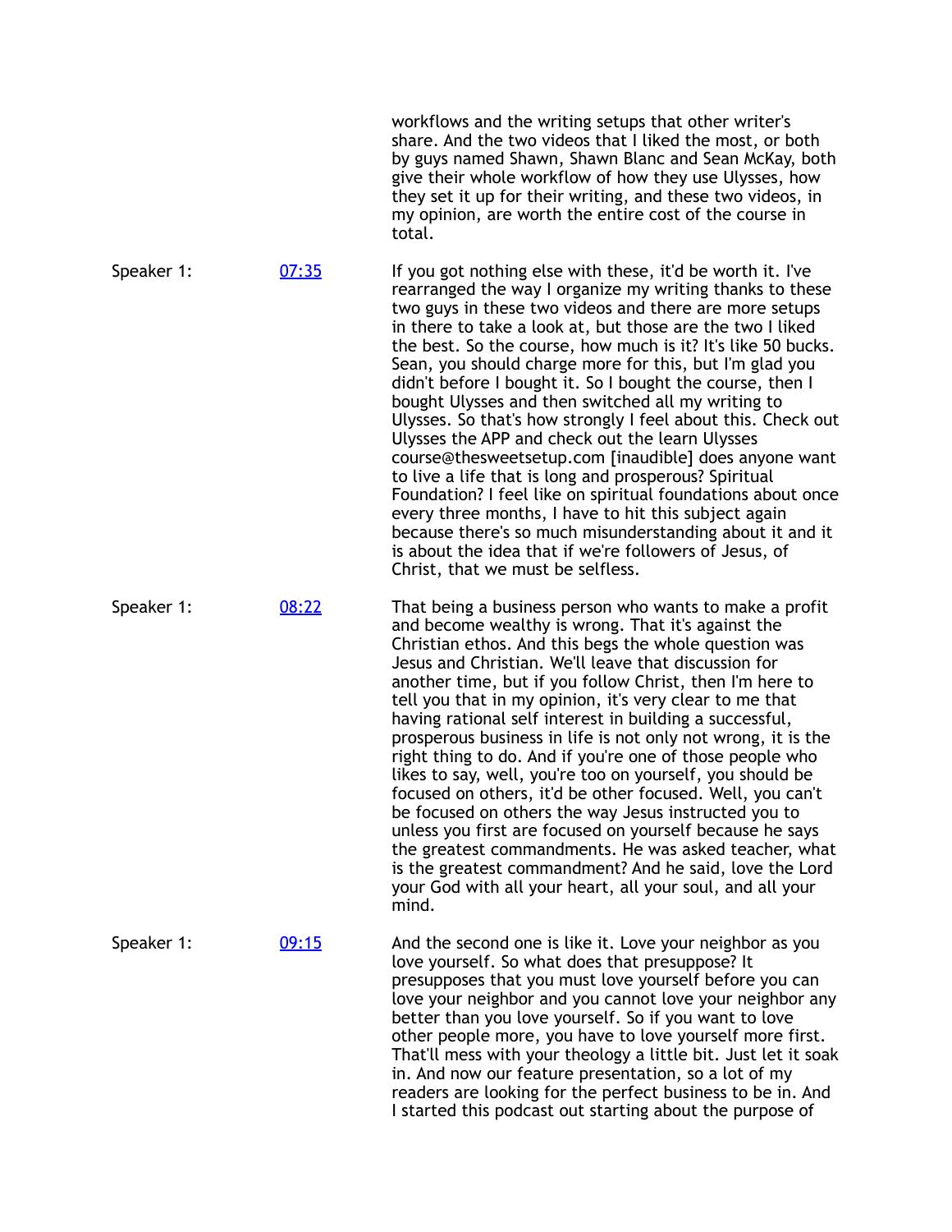workflows and the writing setups that other writer's share. And the two videos that I liked the most, or both by guys named Shawn, Shawn Blanc and Sean McKay, both give their whole workflow of how they use Ulysses, how they set it up for their writing, and these two videos, in my opinion, are worth the entire cost of the course in total.

Speaker 1: [07:35]

If you got nothing else with these, it'd be worth it. I've rearranged the way I organize my writing thanks to these two guys in these two videos and there are more setups in there to take a look at, but those are the two I liked the best. So the course, how much is it? It's like 50 bucks. Sean, you should charge more for this, but I'm glad you didn't before I bought it. So I bought the course, then I bought Ulysses and then switched all my writing to Ulysses. So that's how strongly I feel about this. Check out Ulysses the APP and check out the learn Ulysses course@thesweetsetup.com [inaudible] does anyone want to live a life that is long and prosperous? Spiritual Foundation? I feel like on spiritual foundations about once every three months, I have to hit this subject again because there's so much misunderstanding about it and it is about the idea that if we're followers of Jesus, of Christ, that we must be selfless.

Speaker 1: [08:22]

That being a business person who wants to make a profit and become wealthy is wrong. That it's against the Christian ethos. And this begs the whole question was Jesus and Christian. We'll leave that discussion for another time, but if you follow Christ, then I'm here to tell you that in my opinion, it's very clear to me that having rational self interest in building a successful, prosperous business in life is not only not wrong, it is the right thing to do. And if you're one of those people who likes to say, well, you're too on yourself, you should be focused on others, it'd be other focused. Well, you can't be focused on others the way Jesus instructed you to unless you first are focused on yourself because he says the greatest commandments. He was asked teacher, what is the greatest commandment? And he said, love the Lord your God with all your heart, all your soul, and all your mind.

Speaker 1: [09:15]

And the second one is like it. Love your neighbor as you love yourself. So what does that presuppose? It presupposes that you must love yourself before you can love your neighbor and you cannot love your neighbor any better than you love yourself. So if you want to love other people more, you have to love yourself more first. That'll mess with your theology a little bit. Just let it soak in. And now our feature presentation, so a lot of my readers are looking for the perfect business to be in. And I started this podcast out starting about the purpose of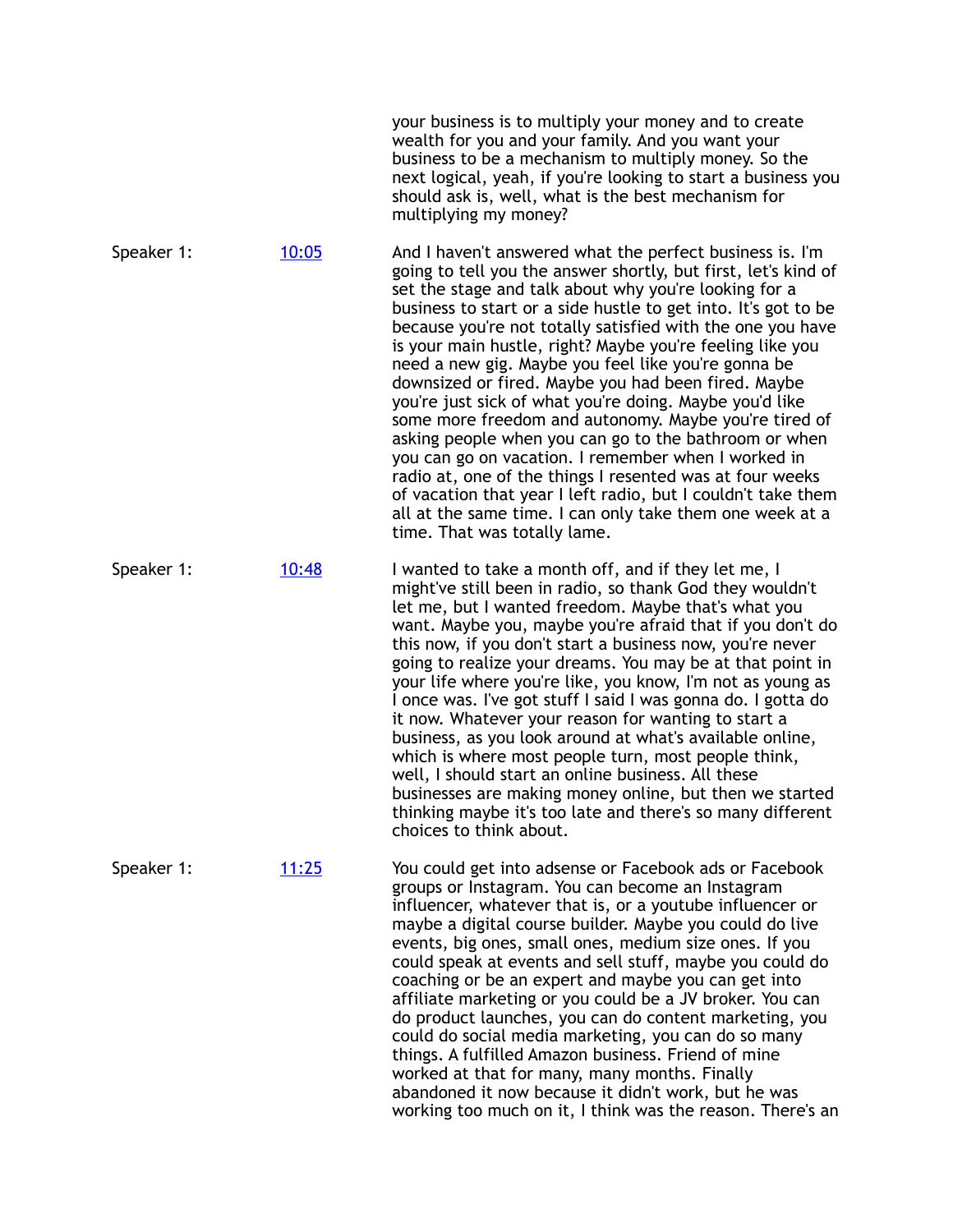your business is to multiply your money and to create wealth for you and your family. And you want your business to be a mechanism to multiply money. So the next logical, yeah, if you're looking to start a business you should ask is, well, what is the best mechanism for multiplying my money?

Speaker 1: [10:05]

And I haven't answered what the perfect business is. I'm going to tell you the answer shortly, but first, let's kind of set the stage and talk about why you're looking for a business to start or a side hustle to get into. It's got to be because you're not totally satisfied with the one you have is your main hustle, right? Maybe you're feeling like you need a new gig. Maybe you feel like you're gonna be downsized or fired. Maybe you had been fired. Maybe you're just sick of what you're doing. Maybe you'd like some more freedom and autonomy. Maybe you're tired of asking people when you can go to the bathroom or when you can go on vacation. I remember when I worked in radio at, one of the things I resented was at four weeks of vacation that year I left radio, but I couldn't take them all at the same time. I can only take them one week at a time. That was totally lame.

Speaker 1: [10:48]

I wanted to take a month off, and if they let me, I might've still been in radio, so thank God they wouldn't let me, but I wanted freedom. Maybe that's what you want. Maybe you, maybe you're afraid that if you don't do this now, if you don't start a business now, you're never going to realize your dreams. You may be at that point in your life where you're like, you know, I'm not as young as I once was. I've got stuff I said I was gonna do. I gotta do it now. Whatever your reason for wanting to start a business, as you look around at what's available online, which is where most people turn, most people think, well, I should start an online business. All these businesses are making money online, but then we started thinking maybe it's too late and there's so many different choices to think about.

Speaker 1: [11:25]

You could get into adsense or Facebook ads or Facebook groups or Instagram. You can become an Instagram influencer, whatever that is, or a youtube influencer or maybe a digital course builder. Maybe you could do live events, big ones, small ones, medium size ones. If you could speak at events and sell stuff, maybe you could do coaching or be an expert and maybe you can get into affiliate marketing or you could be a JV broker. You can do product launches, you can do content marketing, you could do social media marketing, you can do so many things. A fulfilled Amazon business. Friend of mine worked at that for many, many months. Finally abandoned it now because it didn't work, but he was working too much on it, I think was the reason. There's an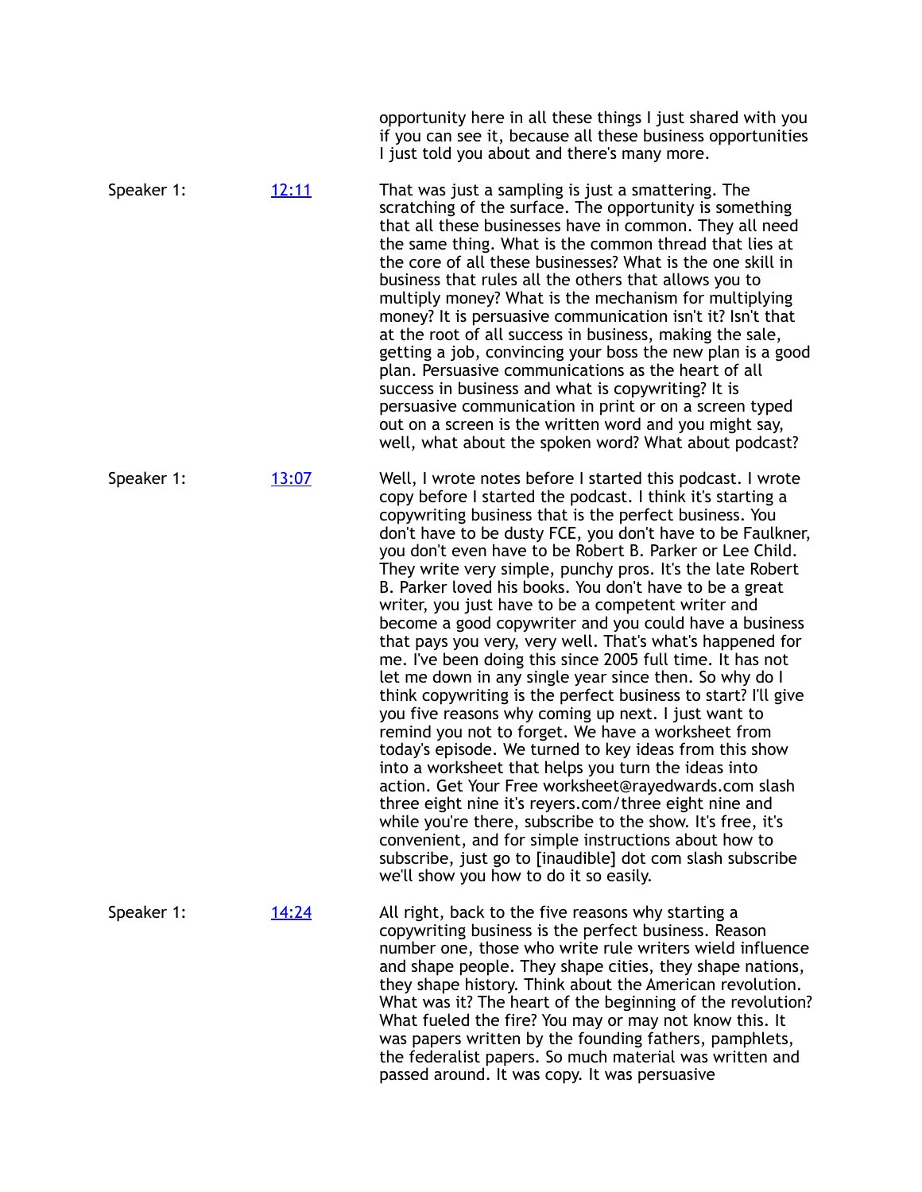opportunity here in all these things I just shared with you if you can see it, because all these business opportunities I just told you about and there's many more.

Speaker 1: [12:11]

That was just a sampling is just a smattering. The scratching of the surface. The opportunity is something that all these businesses have in common. They all need the same thing. What is the common thread that lies at the core of all these businesses? What is the one skill in business that rules all the others that allows you to multiply money? What is the mechanism for multiplying money? It is persuasive communication isn't it? Isn't that at the root of all success in business, making the sale, getting a job, convincing your boss the new plan is a good plan. Persuasive communications as the heart of all success in business and what is copywriting? It is persuasive communication in print or on a screen typed out on a screen is the written word and you might say, well, what about the spoken word? What about podcast?

Speaker 1: [13:07]

Well, I wrote notes before I started this podcast. I wrote copy before I started the podcast. I think it's starting a copywriting business that is the perfect business. You don't have to be dusty FCE, you don't have to be Faulkner, you don't even have to be Robert B. Parker or Lee Child. They write very simple, punchy pros. It's the late Robert B. Parker loved his books. You don't have to be a great writer, you just have to be a competent writer and become a good copywriter and you could have a business that pays you very, very well. That's what's happened for me. I've been doing this since 2005 full time. It has not let me down in any single year since then. So why do I think copywriting is the perfect business to start? I'll give you five reasons why coming up next. I just want to remind you not to forget. We have a worksheet from today's episode. We turned to key ideas from this show into a worksheet that helps you turn the ideas into action. Get Your Free worksheet@rayedwards.com slash three eight nine it's reyers.com/three eight nine and while you're there, subscribe to the show. It's free, it's convenient, and for simple instructions about how to subscribe, just go to [inaudible] dot com slash subscribe we'll show you how to do it so easily.

Speaker 1: [14:24]

All right, back to the five reasons why starting a copywriting business is the perfect business. Reason number one, those who write rule writers wield influence and shape people. They shape cities, they shape nations, they shape history. Think about the American revolution. What was it? The heart of the beginning of the revolution? What fueled the fire? You may or may not know this. It was papers written by the founding fathers, pamphlets, the federalist papers. So much material was written and passed around. It was copy. It was persuasive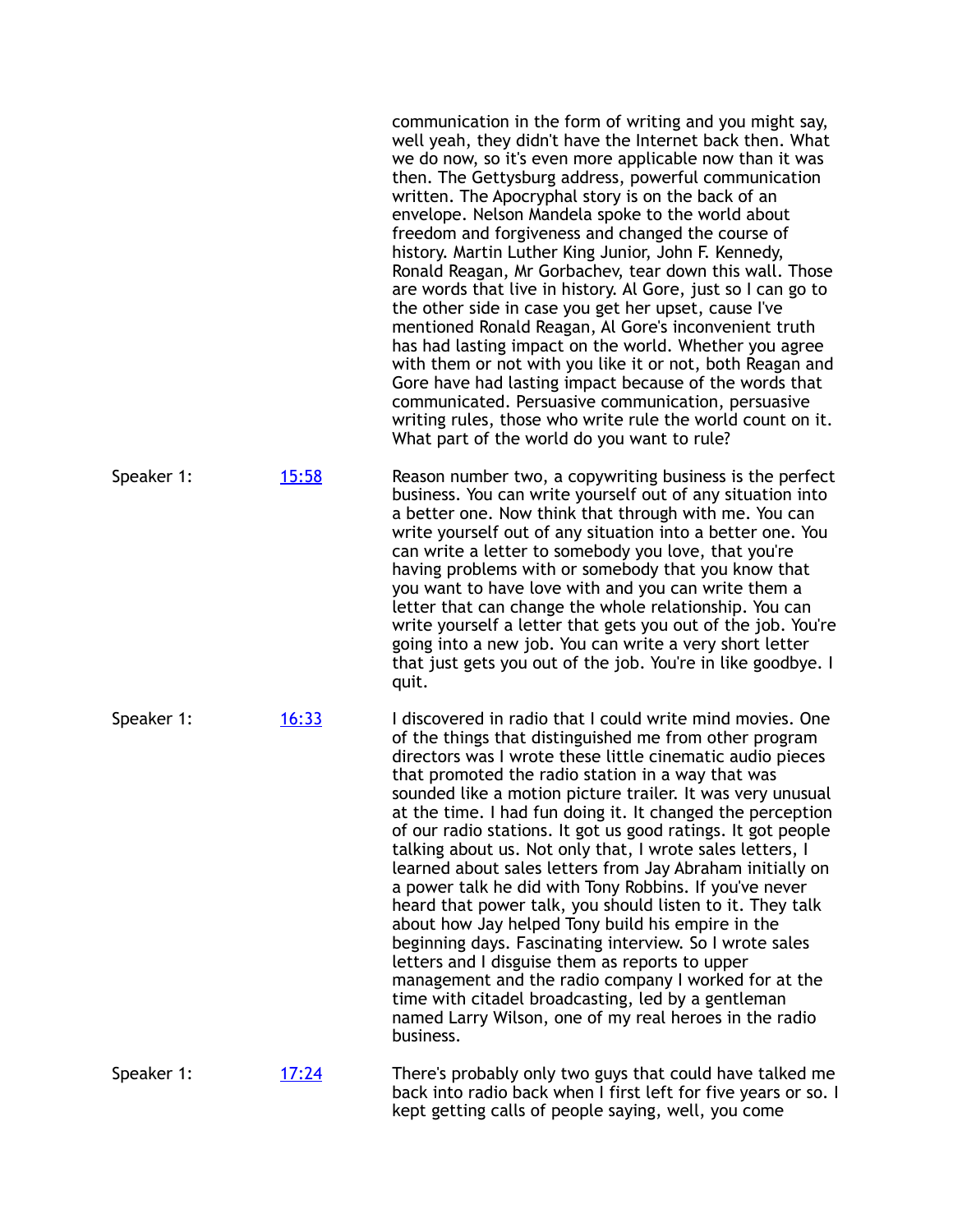communication in the form of writing and you might say, well yeah, they didn't have the Internet back then. What we do now, so it's even more applicable now than it was then. The Gettysburg address, powerful communication written. The Apocryphal story is on the back of an envelope. Nelson Mandela spoke to the world about freedom and forgiveness and changed the course of history. Martin Luther King Junior, John F. Kennedy, Ronald Reagan, Mr Gorbachev, tear down this wall. Those are words that live in history. Al Gore, just so I can go to the other side in case you get her upset, cause I've mentioned Ronald Reagan, Al Gore's inconvenient truth has had lasting impact on the world. Whether you agree with them or not with you like it or not, both Reagan and Gore have had lasting impact because of the words that communicated. Persuasive communication, persuasive writing rules, those who write rule the world count on it. What part of the world do you want to rule?

Speaker 1: [15:58] Reason number two, a copywriting business is the perfect business. You can write yourself out of any situation into a better one. Now think that through with me. You can write yourself out of any situation into a better one. You can write a letter to somebody you love, that you're having problems with or somebody that you know that you want to have love with and you can write them a letter that can change the whole relationship. You can write yourself a letter that gets you out of the job. You're going into a new job. You can write a very short letter that just gets you out of the job. You're in like goodbye. I quit.

Speaker 1: [16:33] I discovered in radio that I could write mind movies. One of the things that distinguished me from other program directors was I wrote these little cinematic audio pieces that promoted the radio station in a way that was sounded like a motion picture trailer. It was very unusual at the time. I had fun doing it. It changed the perception of our radio stations. It got us good ratings. It got people talking about us. Not only that, I wrote sales letters, I learned about sales letters from Jay Abraham initially on a power talk he did with Tony Robbins. If you've never heard that power talk, you should listen to it. They talk about how Jay helped Tony build his empire in the beginning days. Fascinating interview. So I wrote sales letters and I disguise them as reports to upper management and the radio company I worked for at the time with citadel broadcasting, led by a gentleman named Larry Wilson, one of my real heroes in the radio business.

Speaker 1: [17:24] There's probably only two guys that could have talked me back into radio back when I first left for five years or so. I kept getting calls of people saying, well, you come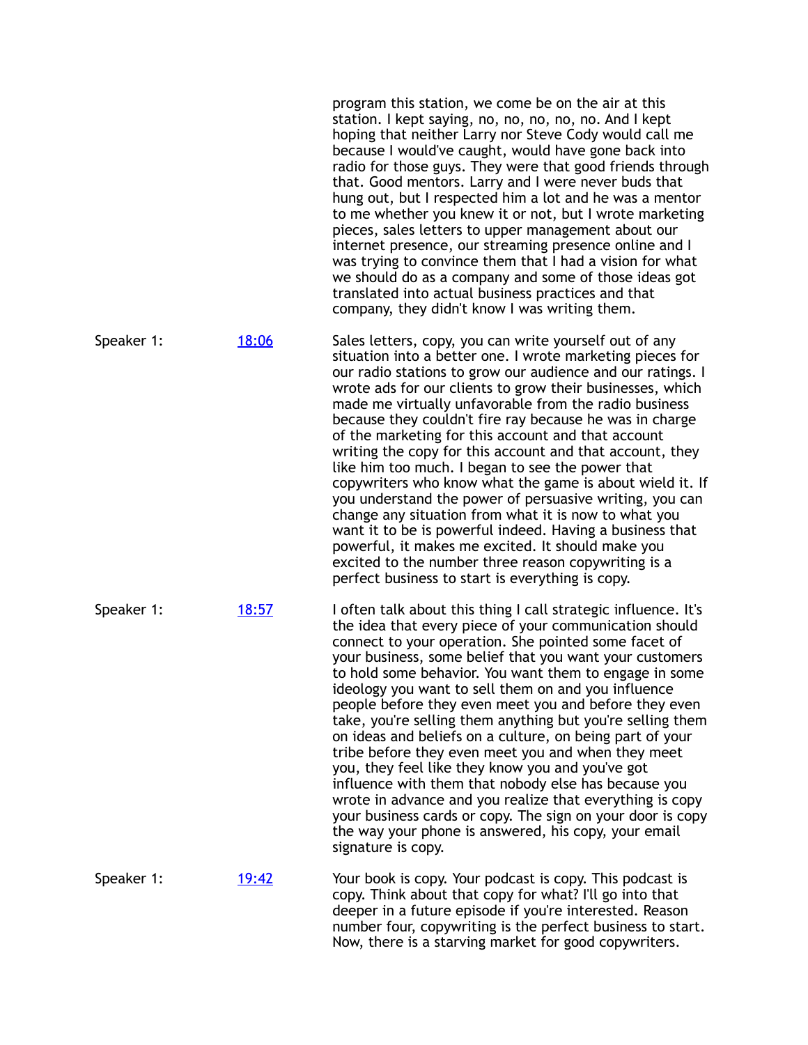program this station, we come be on the air at this station. I kept saying, no, no, no, no, no. And I kept hoping that neither Larry nor Steve Cody would call me because I would've caught, would have gone back into radio for those guys. They were that good friends through that. Good mentors. Larry and I were never buds that hung out, but I respected him a lot and he was a mentor to me whether you knew it or not, but I wrote marketing pieces, sales letters to upper management about our internet presence, our streaming presence online and I was trying to convince them that I had a vision for what we should do as a company and some of those ideas got translated into actual business practices and that company, they didn't know I was writing them.

| | | |
|---|---|---|
| Speaker 1: | [18:06]() | Sales letters, copy, you can write yourself out of any situation into a better one. I wrote marketing pieces for our radio stations to grow our audience and our ratings. I wrote ads for our clients to grow their businesses, which made me virtually unfavorable from the radio business because they couldn't fire ray because he was in charge of the marketing for this account and that account writing the copy for this account and that account, they like him too much. I began to see the power that copywriters who know what the game is about wield it. If you understand the power of persuasive writing, you can change any situation from what it is now to what you want it to be is powerful indeed. Having a business that powerful, it makes me excited. It should make you excited to the number three reason copywriting is a perfect business to start is everything is copy. |
| Speaker 1: | [18:57]() | I often talk about this thing I call strategic influence. It's the idea that every piece of your communication should connect to your operation. She pointed some facet of your business, some belief that you want your customers to hold some behavior. You want them to engage in some ideology you want to sell them on and you influence people before they even meet you and before they even take, you're selling them anything but you're selling them on ideas and beliefs on a culture, on being part of your tribe before they even meet you and when they meet you, they feel like they know you and you've got influence with them that nobody else has because you wrote in advance and you realize that everything is copy your business cards or copy. The sign on your door is copy the way your phone is answered, his copy, your email signature is copy. |
| Speaker 1: | [19:42]() | Your book is copy. Your podcast is copy. This podcast is copy. Think about that copy for what? I'll go into that deeper in a future episode if you're interested. Reason number four, copywriting is the perfect business to start. Now, there is a starving market for good copywriters. |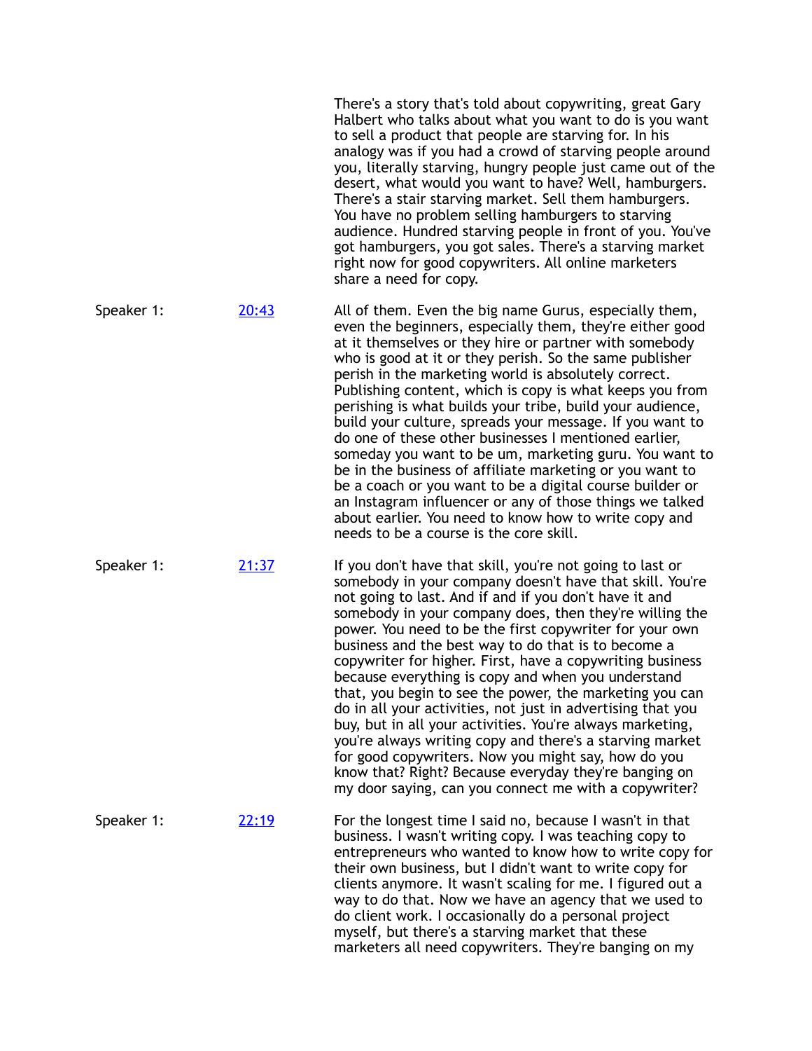There's a story that's told about copywriting, great Gary Halbert who talks about what you want to do is you want to sell a product that people are starving for. In his analogy was if you had a crowd of starving people around you, literally starving, hungry people just came out of the desert, what would you want to have? Well, hamburgers. There's a stair starving market. Sell them hamburgers. You have no problem selling hamburgers to starving audience. Hundred starving people in front of you. You've got hamburgers, you got sales. There's a starving market right now for good copywriters. All online marketers share a need for copy.

Speaker 1: [20:43] All of them. Even the big name Gurus, especially them, even the beginners, especially them, they're either good at it themselves or they hire or partner with somebody who is good at it or they perish. So the same publisher perish in the marketing world is absolutely correct. Publishing content, which is copy is what keeps you from perishing is what builds your tribe, build your audience, build your culture, spreads your message. If you want to do one of these other businesses I mentioned earlier, someday you want to be um, marketing guru. You want to be in the business of affiliate marketing or you want to be a coach or you want to be a digital course builder or an Instagram influencer or any of those things we talked about earlier. You need to know how to write copy and needs to be a course is the core skill.

Speaker 1: [21:37] If you don't have that skill, you're not going to last or somebody in your company doesn't have that skill. You're not going to last. And if and if you don't have it and somebody in your company does, then they're willing the power. You need to be the first copywriter for your own business and the best way to do that is to become a copywriter for higher. First, have a copywriting business because everything is copy and when you understand that, you begin to see the power, the marketing you can do in all your activities, not just in advertising that you buy, but in all your activities. You're always marketing, you're always writing copy and there's a starving market for good copywriters. Now you might say, how do you know that? Right? Because everyday they're banging on my door saying, can you connect me with a copywriter?

Speaker 1: [22:19] For the longest time I said no, because I wasn't in that business. I wasn't writing copy. I was teaching copy to entrepreneurs who wanted to know how to write copy for their own business, but I didn't want to write copy for clients anymore. It wasn't scaling for me. I figured out a way to do that. Now we have an agency that we used to do client work. I occasionally do a personal project myself, but there's a starving market that these marketers all need copywriters. They're banging on my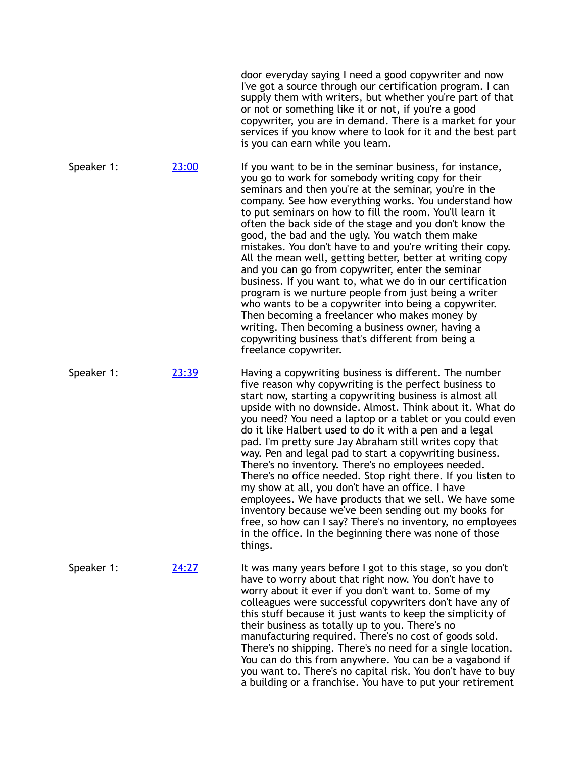door everyday saying I need a good copywriter and now I've got a source through our certification program. I can supply them with writers, but whether you're part of that or not or something like it or not, if you're a good copywriter, you are in demand. There is a market for your services if you know where to look for it and the best part is you can earn while you learn.

Speaker 1: [23:00]

If you want to be in the seminar business, for instance, you go to work for somebody writing copy for their seminars and then you're at the seminar, you're in the company. See how everything works. You understand how to put seminars on how to fill the room. You'll learn it often the back side of the stage and you don't know the good, the bad and the ugly. You watch them make mistakes. You don't have to and you're writing their copy. All the mean well, getting better, better at writing copy and you can go from copywriter, enter the seminar business. If you want to, what we do in our certification program is we nurture people from just being a writer who wants to be a copywriter into being a copywriter. Then becoming a freelancer who makes money by writing. Then becoming a business owner, having a copywriting business that's different from being a freelance copywriter.

Speaker 1: [23:39]

Having a copywriting business is different. The number five reason why copywriting is the perfect business to start now, starting a copywriting business is almost all upside with no downside. Almost. Think about it. What do you need? You need a laptop or a tablet or you could even do it like Halbert used to do it with a pen and a legal pad. I'm pretty sure Jay Abraham still writes copy that way. Pen and legal pad to start a copywriting business. There's no inventory. There's no employees needed. There's no office needed. Stop right there. If you listen to my show at all, you don't have an office. I have employees. We have products that we sell. We have some inventory because we've been sending out my books for free, so how can I say? There's no inventory, no employees in the office. In the beginning there was none of those things.

Speaker 1: [24:27]

It was many years before I got to this stage, so you don't have to worry about that right now. You don't have to worry about it ever if you don't want to. Some of my colleagues were successful copywriters don't have any of this stuff because it just wants to keep the simplicity of their business as totally up to you. There's no manufacturing required. There's no cost of goods sold. There's no shipping. There's no need for a single location. You can do this from anywhere. You can be a vagabond if you want to. There's no capital risk. You don't have to buy a building or a franchise. You have to put your retirement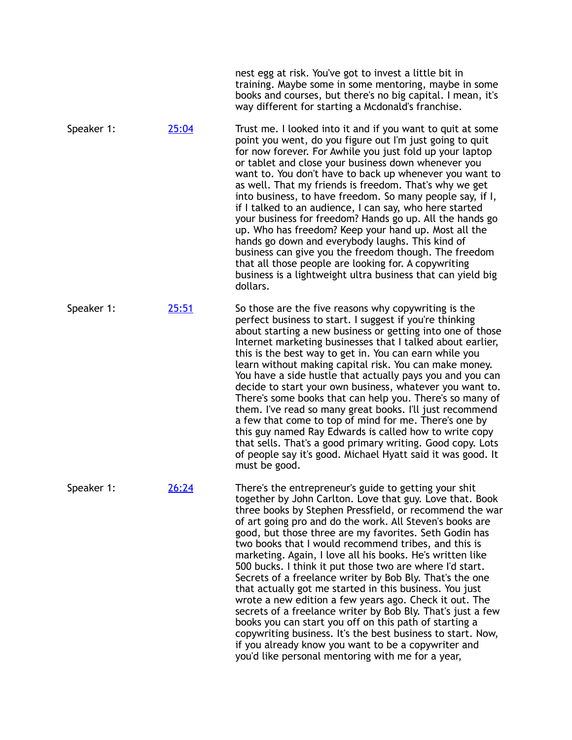nest egg at risk. You've got to invest a little bit in training. Maybe some in some mentoring, maybe in some books and courses, but there's no big capital. I mean, it's way different for starting a Mcdonald's franchise.

Speaker 1: [25:04] Trust me. I looked into it and if you want to quit at some point you went, do you figure out I'm just going to quit for now forever. For Awhile you just fold up your laptop or tablet and close your business down whenever you want to. You don't have to back up whenever you want to as well. That my friends is freedom. That's why we get into business, to have freedom. So many people say, if I, if I talked to an audience, I can say, who here started your business for freedom? Hands go up. All the hands go up. Who has freedom? Keep your hand up. Most all the hands go down and everybody laughs. This kind of business can give you the freedom though. The freedom that all those people are looking for. A copywriting business is a lightweight ultra business that can yield big dollars.

Speaker 1: [25:51] So those are the five reasons why copywriting is the perfect business to start. I suggest if you're thinking about starting a new business or getting into one of those Internet marketing businesses that I talked about earlier, this is the best way to get in. You can earn while you learn without making capital risk. You can make money. You have a side hustle that actually pays you and you can decide to start your own business, whatever you want to. There's some books that can help you. There's so many of them. I've read so many great books. I'll just recommend a few that come to top of mind for me. There's one by this guy named Ray Edwards is called how to write copy that sells. That's a good primary writing. Good copy. Lots of people say it's good. Michael Hyatt said it was good. It must be good.

Speaker 1: [26:24] There's the entrepreneur's guide to getting your shit together by John Carlton. Love that guy. Love that. Book three books by Stephen Pressfield, or recommend the war of art going pro and do the work. All Steven's books are good, but those three are my favorites. Seth Godin has two books that I would recommend tribes, and this is marketing. Again, I love all his books. He's written like 500 bucks. I think it put those two are where I'd start. Secrets of a freelance writer by Bob Bly. That's the one that actually got me started in this business. You just wrote a new edition a few years ago. Check it out. The secrets of a freelance writer by Bob Bly. That's just a few books you can start you off on this path of starting a copywriting business. It's the best business to start. Now, if you already know you want to be a copywriter and you'd like personal mentoring with me for a year,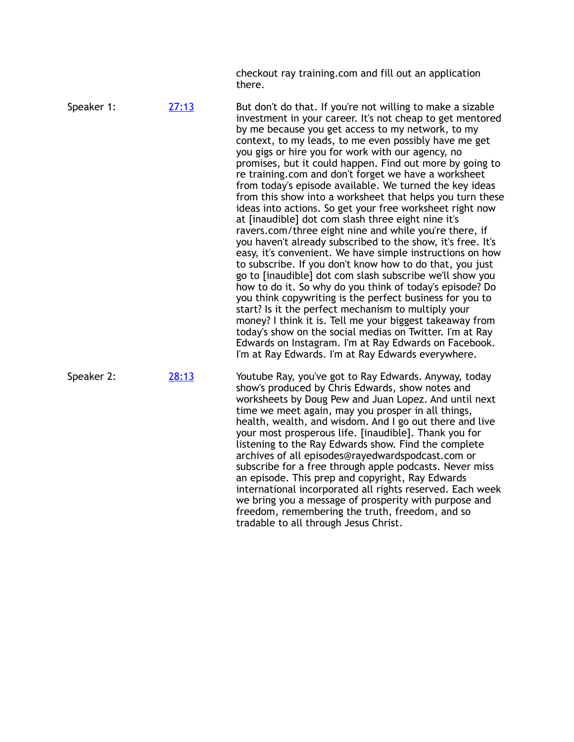checkout ray training.com and fill out an application there.

Speaker 1: [27:13]

But don't do that. If you're not willing to make a sizable investment in your career. It's not cheap to get mentored by me because you get access to my network, to my context, to my leads, to me even possibly have me get you gigs or hire you for work with our agency, no promises, but it could happen. Find out more by going to re training.com and don't forget we have a worksheet from today's episode available. We turned the key ideas from this show into a worksheet that helps you turn these ideas into actions. So get your free worksheet right now at [inaudible] dot com slash three eight nine it's ravers.com/three eight nine and while you're there, if you haven't already subscribed to the show, it's free. It's easy, it's convenient. We have simple instructions on how to subscribe. If you don't know how to do that, you just go to [inaudible] dot com slash subscribe we'll show you how to do it. So why do you think of today's episode? Do you think copywriting is the perfect business for you to start? Is it the perfect mechanism to multiply your money? I think it is. Tell me your biggest takeaway from today's show on the social medias on Twitter. I'm at Ray Edwards on Instagram. I'm at Ray Edwards on Facebook. I'm at Ray Edwards. I'm at Ray Edwards everywhere.

Speaker 2: [28:13]

Youtube Ray, you've got to Ray Edwards. Anyway, today show's produced by Chris Edwards, show notes and worksheets by Doug Pew and Juan Lopez. And until next time we meet again, may you prosper in all things, health, wealth, and wisdom. And I go out there and live your most prosperous life. [inaudible]. Thank you for listening to the Ray Edwards show. Find the complete archives of all episodes@rayedwardspodcast.com or subscribe for a free through apple podcasts. Never miss an episode. This prep and copyright, Ray Edwards international incorporated all rights reserved. Each week we bring you a message of prosperity with purpose and freedom, remembering the truth, freedom, and so tradable to all through Jesus Christ.